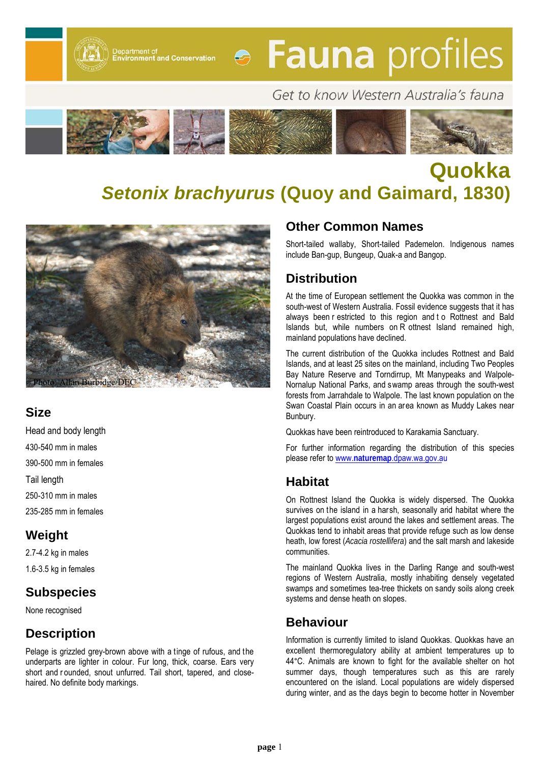Department of Environment and Conservation

# Fauna profiles

Get to know Western Australia's fauna

# Quokka

## *Setonix brachyurus* (Quoy and Gaimard, 1830)

Photo: Allan Burbidge/DEC

## Size

Head and body length

430-540 mm in males

390-500 mm in females

Tail length

250-310 mm in males

235-285 mm in females

## Weight

2.7-4.2 kg in males

1.6-3.5 kg in females

## Subspecies

None recognised

## Description

Pelage is grizzled grey-brown above with a tinge of rufous, and the underparts are lighter in colour. Fur long, thick, coarse. Ears very short and rounded, snout unfurred. Tail short, tapered, and close-haired. No definite body markings.

## Other Common Names

Short-tailed wallaby, Short-tailed Pademelon. Indigenous names include Ban-gup, Bungeup, Quak-a and Bangop.

## Distribution

At the time of European settlement the Quokka was common in the south-west of Western Australia. Fossil evidence suggests that it has always been restricted to this region and to Rottnest and Bald Islands but, while numbers on Rottnest Island remained high, mainland populations have declined.

The current distribution of the Quokka includes Rottnest and Bald Islands, and at least 25 sites on the mainland, including Two Peoples Bay Nature Reserve and Torndirrup, Mt Manypeaks and Walpole-Nornalup National Parks, and swamp areas through the south-west forests from Jarrahdale to Walpole. The last known population on the Swan Coastal Plain occurs in an area known as Muddy Lakes near Bunbury.

Quokkas have been reintroduced to Karakamia Sanctuary.

For further information regarding the distribution of this species please refer to www.**naturemap**.dpaw.wa.gov.au

## Habitat

On Rottnest Island the Quokka is widely dispersed. The Quokka survives on the island in a harsh, seasonally arid habitat where the largest populations exist around the lakes and settlement areas. The Quokkas tend to inhabit areas that provide refuge such as low dense heath, low forest (*Acacia rostellifera*) and the salt marsh and lakeside communities.

The mainland Quokka lives in the Darling Range and south-west regions of Western Australia, mostly inhabiting densely vegetated swamps and sometimes tea-tree thickets on sandy soils along creek systems and dense heath on slopes.

## Behaviour

Information is currently limited to island Quokkas. Quokkas have an excellent thermoregulatory ability at ambient temperatures up to 44°C. Animals are known to fight for the available shelter on hot summer days, though temperatures such as this are rarely encountered on the island. Local populations are widely dispersed during winter, and as the days begin to become hotter in November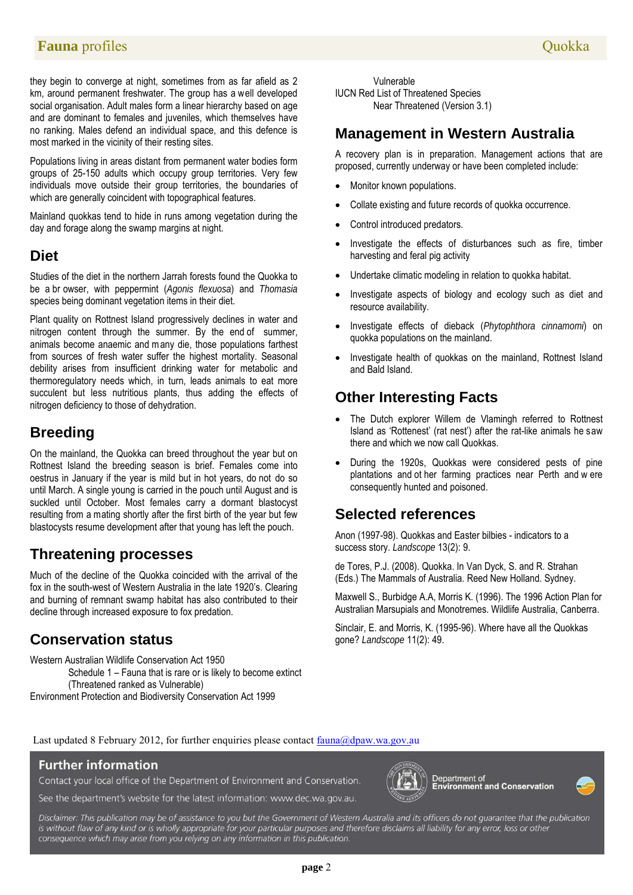they begin to converge at night, sometimes from as far afield as 2 km, around permanent freshwater. The group has a well developed social organisation. Adult males form a linear hierarchy based on age and are dominant to females and juveniles, which themselves have no ranking. Males defend an individual space, and this defence is most marked in the vicinity of their resting sites.

Populations living in areas distant from permanent water bodies form groups of 25-150 adults which occupy group territories. Very few individuals move outside their group territories, the boundaries of which are generally coincident with topographical features.

Mainland quokkas tend to hide in runs among vegetation during the day and forage along the swamp margins at night.

## Diet

Studies of the diet in the northern Jarrah forests found the Quokka to be a browser, with peppermint (*Agonis flexuosa*) and *Thomasia* species being dominant vegetation items in their diet.

Plant quality on Rottnest Island progressively declines in water and nitrogen content through the summer. By the end of summer, animals become anaemic and many die, those populations farthest from sources of fresh water suffer the highest mortality. Seasonal debility arises from insufficient drinking water for metabolic and thermoregulatory needs which, in turn, leads animals to eat more succulent but less nutritious plants, thus adding the effects of nitrogen deficiency to those of dehydration.

## Breeding

On the mainland, the Quokka can breed throughout the year but on Rottnest Island the breeding season is brief. Females come into oestrus in January if the year is mild but in hot years, do not do so until March. A single young is carried in the pouch until August and is suckled until October. Most females carry a dormant blastocyst resulting from a mating shortly after the first birth of the year but few blastocysts resume development after that young has left the pouch.

## Threatening processes

Much of the decline of the Quokka coincided with the arrival of the fox in the south-west of Western Australia in the late 1920's. Clearing and burning of remnant swamp habitat has also contributed to their decline through increased exposure to fox predation.

## Conservation status

Western Australian Wildlife Conservation Act 1950
    Schedule 1 – Fauna that is rare or is likely to become extinct (Threatened ranked as Vulnerable)
Environment Protection and Biodiversity Conservation Act 1999
    Vulnerable
IUCN Red List of Threatened Species
    Near Threatened (Version 3.1)

## Management in Western Australia

A recovery plan is in preparation. Management actions that are proposed, currently underway or have been completed include:

- Monitor known populations.
- Collate existing and future records of quokka occurrence.
- Control introduced predators.
- Investigate the effects of disturbances such as fire, timber harvesting and feral pig activity
- Undertake climatic modeling in relation to quokka habitat.
- Investigate aspects of biology and ecology such as diet and resource availability.
- Investigate effects of dieback (*Phytophthora cinnamomi*) on quokka populations on the mainland.
- Investigate health of quokkas on the mainland, Rottnest Island and Bald Island.

## Other Interesting Facts

- The Dutch explorer Willem de Vlamingh referred to Rottnest Island as 'Rottenest' (rat nest') after the rat-like animals he saw there and which we now call Quokkas.
- During the 1920s, Quokkas were considered pests of pine plantations and other farming practices near Perth and were consequently hunted and poisoned.

## Selected references

Anon (1997-98). Quokkas and Easter bilbies - indicators to a success story. *Landscope* 13(2): 9.

de Tores, P.J. (2008). Quokka. In Van Dyck, S. and R. Strahan (Eds.) The Mammals of Australia. Reed New Holland. Sydney.

Maxwell S., Burbidge A.A, Morris K. (1996). The 1996 Action Plan for Australian Marsupials and Monotremes. Wildlife Australia, Canberra.

Sinclair, E. and Morris, K. (1995-96). Where have all the Quokkas gone? *Landscope* 11(2): 49.

Last updated 8 February 2012, for further enquiries please contact fauna@dpaw.wa.gov.au

**Further information**

Contact your local office of the Department of Environment and Conservation.

See the department's website for the latest information: www.dec.wa.gov.au.

Department of **Environment and Conservation**

*Disclaimer: This publication may be of assistance to you but the Government of Western Australia and its officers do not guarantee that the publication is without flaw of any kind or is wholly appropriate for your particular purposes and therefore disclaims all liability for any error, loss or other consequence which may arise from you relying on any information in this publication.*